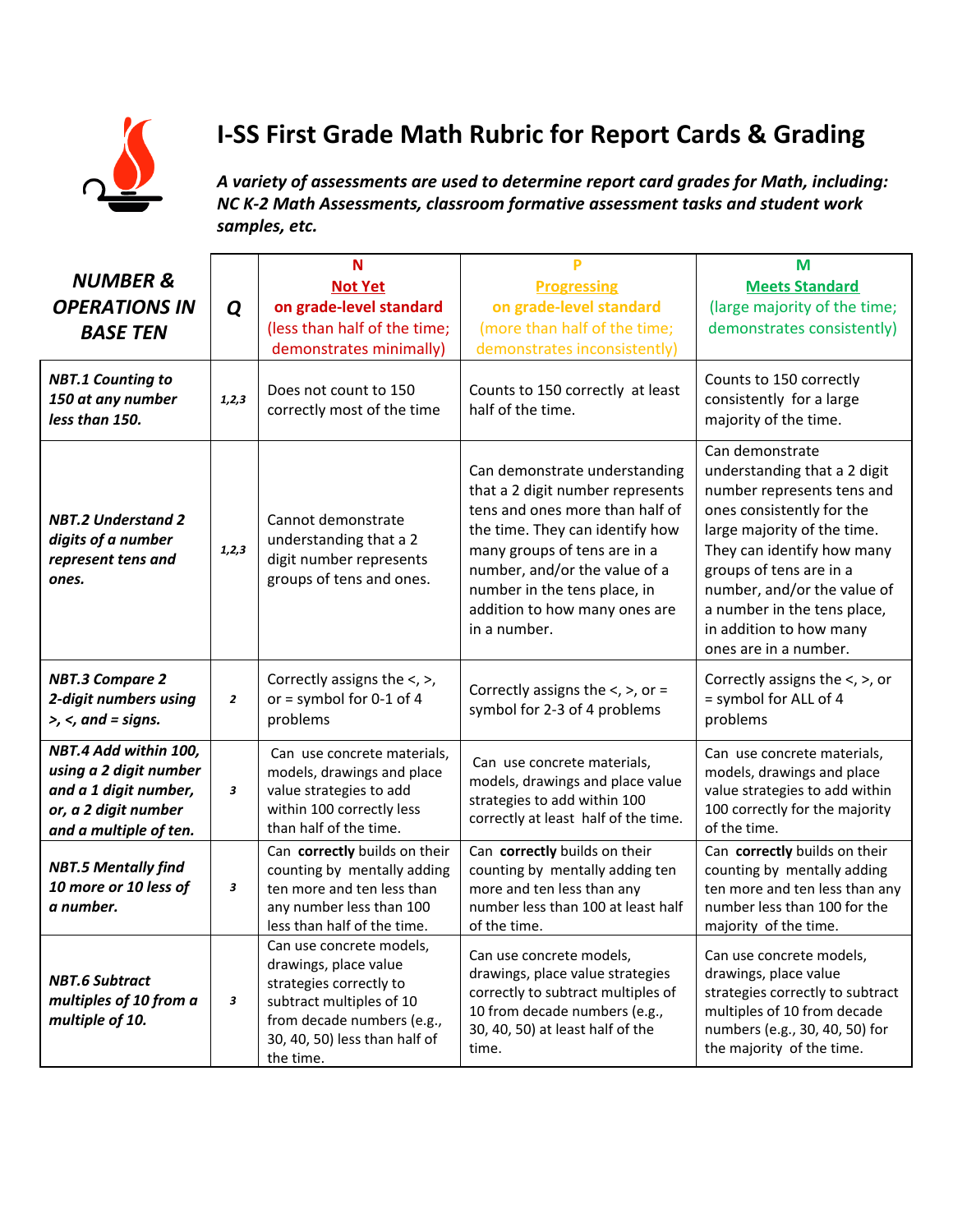# I-SS First Grade Math Rubric for Report Cards & Grading

***A variety of assessments are used to determine report card grades for Math, including: NC K-2 Math Assessments, classroom formative assessment tasks and student work samples, etc.***

| ***NUMBER & OPERATIONS IN BASE TEN*** | ***Q*** | **N** **Not Yet** **on grade-level standard** (less than half of the time; demonstrates minimally) | **P** **Progressing** **on grade-level standard** (more than half of the time; demonstrates inconsistently) | **M** **Meets Standard** (large majority of the time; demonstrates consistently) |
|---|---|---|---|---|
| ***NBT.1 Counting to 150 at any number less than 150.*** | ***1,2,3*** | Does not count to 150 correctly most of the time | Counts to 150 correctly at least half of the time. | Counts to 150 correctly consistently for a large majority of the time. |
| ***NBT.2 Understand 2 digits of a number represent tens and ones.*** | ***1,2,3*** | Cannot demonstrate understanding that a 2 digit number represents groups of tens and ones. | Can demonstrate understanding that a 2 digit number represents tens and ones more than half of the time. They can identify how many groups of tens are in a number, and/or the value of a number in the tens place, in addition to how many ones are in a number. | Can demonstrate understanding that a 2 digit number represents tens and ones consistently for the large majority of the time. They can identify how many groups of tens are in a number, and/or the value of a number in the tens place, in addition to how many ones are in a number. |
| ***NBT.3 Compare 2 2-digit numbers using >, <, and = signs.*** | ***2*** | Correctly assigns the <, >, or = symbol for 0-1 of 4 problems | Correctly assigns the <, >, or = symbol for 2-3 of 4 problems | Correctly assigns the <, >, or = symbol for ALL of 4 problems |
| ***NBT.4 Add within 100, using a 2 digit number and a 1 digit number, or, a 2 digit number and a multiple of ten.*** | ***3*** | Can use concrete materials, models, drawings and place value strategies to add within 100 correctly less than half of the time. | Can use concrete materials, models, drawings and place value strategies to add within 100 correctly at least half of the time. | Can use concrete materials, models, drawings and place value strategies to add within 100 correctly for the majority of the time. |
| ***NBT.5 Mentally find 10 more or 10 less of a number.*** | ***3*** | Can **correctly** builds on their counting by mentally adding ten more and ten less than any number less than 100 less than half of the time. | Can **correctly** builds on their counting by mentally adding ten more and ten less than any number less than 100 at least half of the time. | Can **correctly** builds on their counting by mentally adding ten more and ten less than any number less than 100 for the majority of the time. |
| ***NBT.6 Subtract multiples of 10 from a multiple of 10.*** | ***3*** | Can use concrete models, drawings, place value strategies correctly to subtract multiples of 10 from decade numbers (e.g., 30, 40, 50) less than half of the time. | Can use concrete models, drawings, place value strategies correctly to subtract multiples of 10 from decade numbers (e.g., 30, 40, 50) at least half of the time. | Can use concrete models, drawings, place value strategies correctly to subtract multiples of 10 from decade numbers (e.g., 30, 40, 50) for the majority of the time. |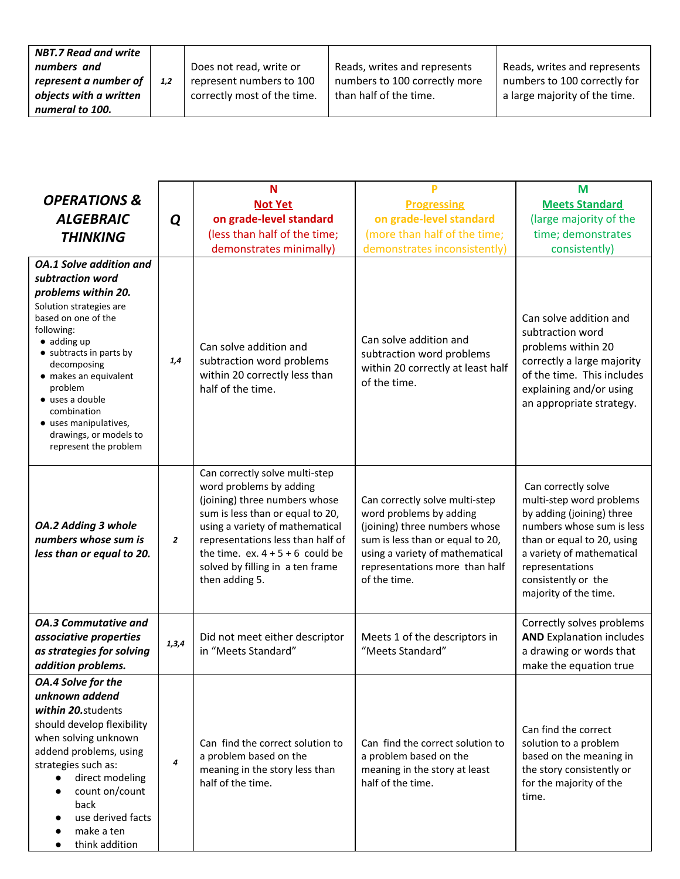| ***NBT.7 Read and write numbers and represent a number of objects with a written numeral to 100.*** | *1,2* | Does not read, write or represent numbers to 100 correctly most of the time. | Reads, writes and represents numbers to 100 correctly more than half of the time. | Reads, writes and represents numbers to 100 correctly for a large majority of the time. |
|---|---|---|---|---|

| ***OPERATIONS & ALGEBRAIC THINKING*** | ***Q*** | **N** **Not Yet** **on grade-level standard** (less than half of the time; demonstrates minimally) | **P** **Progressing** **on grade-level standard** (more than half of the time; demonstrates inconsistently) | **M** **Meets Standard** (large majority of the time; demonstrates consistently) |
|---|---|---|---|---|
| ***OA.1 Solve addition and subtraction word problems within 20.*** Solution strategies are based on one of the following: • adding up • subtracts in parts by decomposing • makes an equivalent problem • uses a double combination • uses manipulatives, drawings, or models to represent the problem | *1,4* | Can solve addition and subtraction word problems within 20 correctly less than half of the time. | Can solve addition and subtraction word problems within 20 correctly at least half of the time. | Can solve addition and subtraction word problems within 20 correctly a large majority of the time. This includes explaining and/or using an appropriate strategy. |
| ***OA.2 Adding 3 whole numbers whose sum is less than or equal to 20.*** | *2* | Can correctly solve multi-step word problems by adding (joining) three numbers whose sum is less than or equal to 20, using a variety of mathematical representations less than half of the time. ex. 4 + 5 + 6 could be solved by filling in a ten frame then adding 5. | Can correctly solve multi-step word problems by adding (joining) three numbers whose sum is less than or equal to 20, using a variety of mathematical representations more than half of the time. | Can correctly solve multi-step word problems by adding (joining) three numbers whose sum is less than or equal to 20, using a variety of mathematical representations consistently or the majority of the time. |
| ***OA.3 Commutative and associative properties as strategies for solving addition problems.*** | *1,3,4* | Did not meet either descriptor in "Meets Standard" | Meets 1 of the descriptors in "Meets Standard" | Correctly solves problems **AND** Explanation includes a drawing or words that make the equation true |
| ***OA.4 Solve for the unknown addend within 20.*** students should develop flexibility when solving unknown addend problems, using strategies such as: • direct modeling • count on/count back • use derived facts • make a ten • think addition | *4* | Can find the correct solution to a problem based on the meaning in the story less than half of the time. | Can find the correct solution to a problem based on the meaning in the story at least half of the time. | Can find the correct solution to a problem based on the meaning in the story consistently or for the majority of the time. |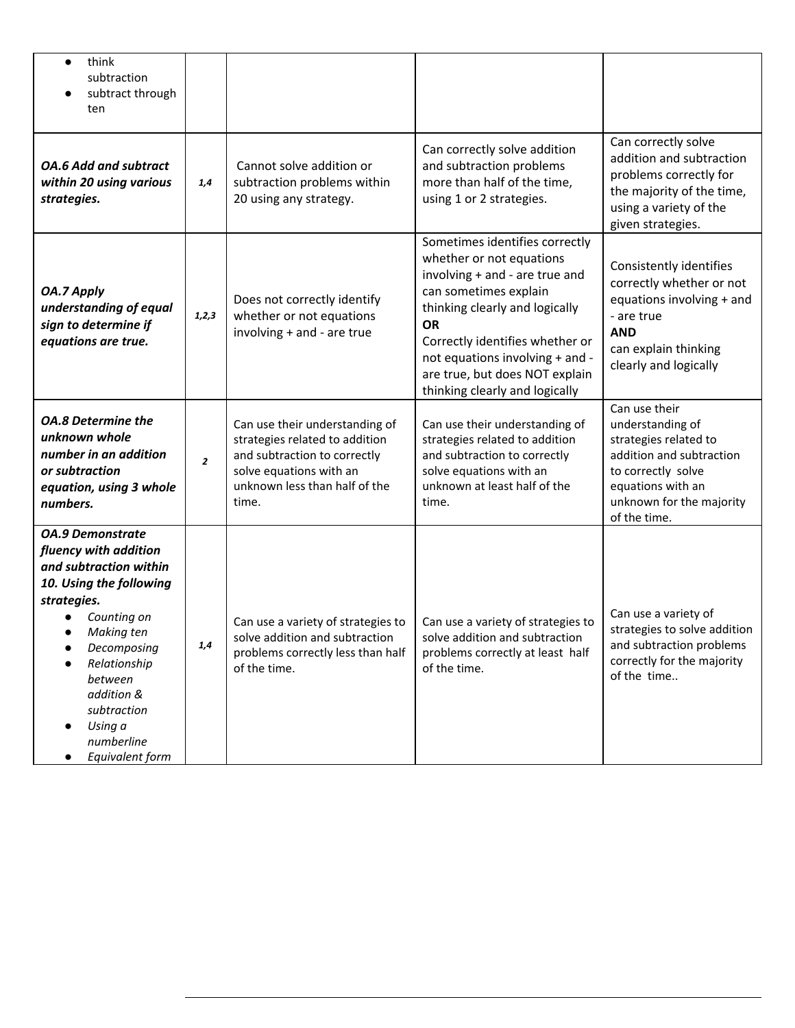| | | | | |
|---|---|---|---|---|
| <ul><li>think subtraction</li><li>subtract through ten</li></ul> | | | | |
| ***OA.6 Add and subtract within 20 using various strategies.*** | ***1,4*** | Cannot solve addition or subtraction problems within 20 using any strategy. | Can correctly solve addition and subtraction problems more than half of the time, using 1 or 2 strategies. | Can correctly solve addition and subtraction problems correctly for the majority of the time, using a variety of the given strategies. |
| ***OA.7 Apply understanding of equal sign to determine if equations are true.*** | ***1,2,3*** | Does not correctly identify whether or not equations involving + and - are true | Sometimes identifies correctly whether or not equations involving + and - are true and can sometimes explain thinking clearly and logically **OR** Correctly identifies whether or not equations involving + and - are true, but does NOT explain thinking clearly and logically | Consistently identifies correctly whether or not equations involving + and - are true **AND** can explain thinking clearly and logically |
| ***OA.8 Determine the unknown whole number in an addition or subtraction equation, using 3 whole numbers.*** | ***2*** | Can use their understanding of strategies related to addition and subtraction to correctly solve equations with an unknown less than half of the time. | Can use their understanding of strategies related to addition and subtraction to correctly solve equations with an unknown at least half of the time. | Can use their understanding of strategies related to addition and subtraction to correctly solve equations with an unknown for the majority of the time. |
| ***OA.9 Demonstrate fluency with addition and subtraction within 10. Using the following strategies.*** <ul><li>*Counting on*</li><li>*Making ten*</li><li>*Decomposing*</li><li>*Relationship between addition & subtraction*</li><li>*Using a numberline*</li><li>*Equivalent form*</li></ul> | ***1,4*** | Can use a variety of strategies to solve addition and subtraction problems correctly less than half of the time. | Can use a variety of strategies to solve addition and subtraction problems correctly at least half of the time. | Can use a variety of strategies to solve addition and subtraction problems correctly for the majority of the time.. |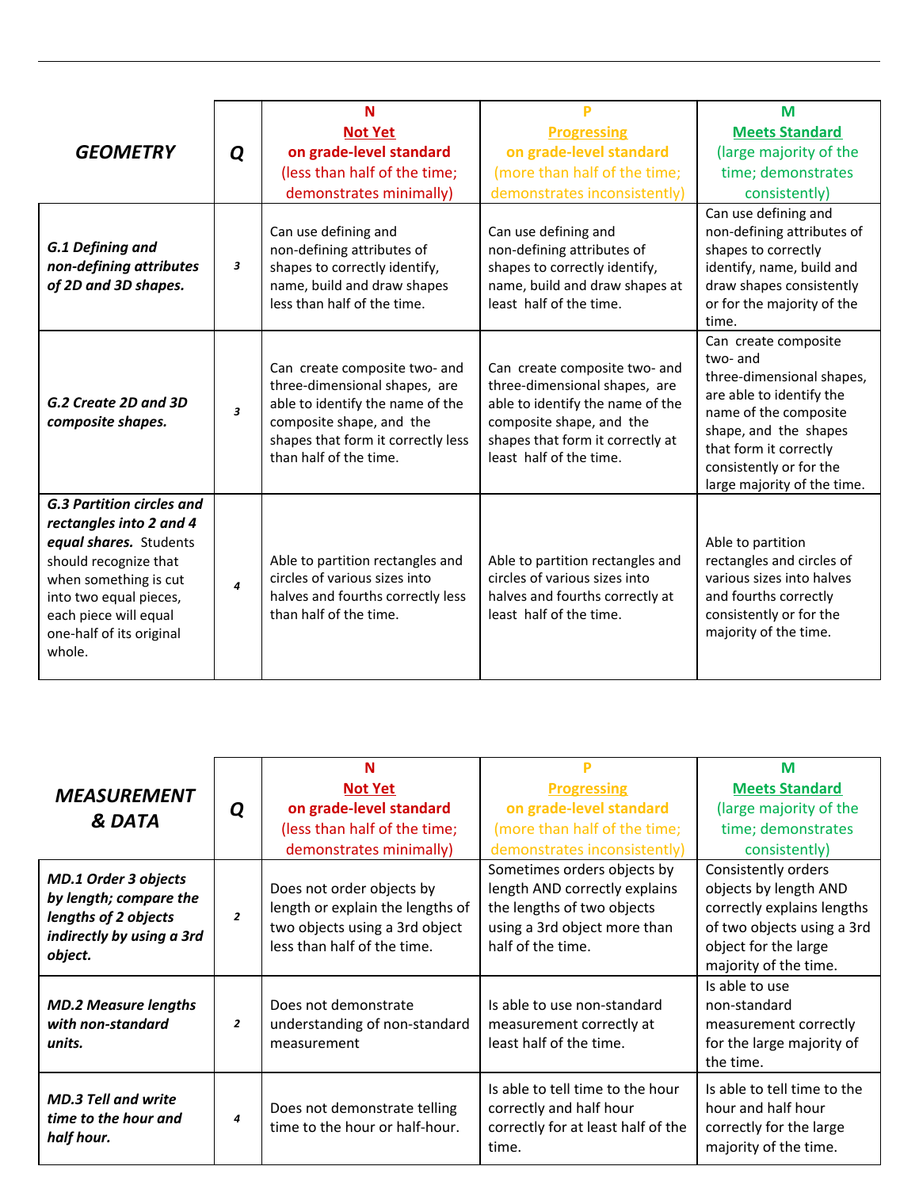| ***GEOMETRY*** | ***Q*** | **N**<br>**Not Yet**<br>**on grade-level standard**<br>(less than half of the time; demonstrates minimally) | **P**<br>**Progressing**<br>**on grade-level standard**<br>(more than half of the time; demonstrates inconsistently) | **M**<br>**Meets Standard**<br>(large majority of the time; demonstrates consistently) |
|---|---|---|---|---|
| ***G.1 Defining and non-defining attributes of 2D and 3D shapes.*** | ***3*** | Can use defining and non-defining attributes of shapes to correctly identify, name, build and draw shapes less than half of the time. | Can use defining and non-defining attributes of shapes to correctly identify, name, build and draw shapes at least half of the time. | Can use defining and non-defining attributes of shapes to correctly identify, name, build and draw shapes consistently or for the majority of the time. |
| ***G.2 Create 2D and 3D composite shapes.*** | ***3*** | Can create composite two- and three-dimensional shapes, are able to identify the name of the composite shape, and the shapes that form it correctly less than half of the time. | Can create composite two- and three-dimensional shapes, are able to identify the name of the composite shape, and the shapes that form it correctly at least half of the time. | Can create composite two- and three-dimensional shapes, are able to identify the name of the composite shape, and the shapes that form it correctly consistently or for the large majority of the time. |
| ***G.3 Partition circles and rectangles into 2 and 4 equal shares.*** Students should recognize that when something is cut into two equal pieces, each piece will equal one-half of its original whole. | ***4*** | Able to partition rectangles and circles of various sizes into halves and fourths correctly less than half of the time. | Able to partition rectangles and circles of various sizes into halves and fourths correctly at least half of the time. | Able to partition rectangles and circles of various sizes into halves and fourths correctly consistently or for the majority of the time. |

| ***MEASUREMENT & DATA*** | ***Q*** | **N**<br>**Not Yet**<br>**on grade-level standard**<br>(less than half of the time; demonstrates minimally) | **P**<br>**Progressing**<br>**on grade-level standard**<br>(more than half of the time; demonstrates inconsistently) | **M**<br>**Meets Standard**<br>(large majority of the time; demonstrates consistently) |
|---|---|---|---|---|
| ***MD.1 Order 3 objects by length; compare the lengths of 2 objects indirectly by using a 3rd object.*** | ***2*** | Does not order objects by length or explain the lengths of two objects using a 3rd object less than half of the time. | Sometimes orders objects by length AND correctly explains the lengths of two objects using a 3rd object more than half of the time. | Consistently orders objects by length AND correctly explains lengths of two objects using a 3rd object for the large majority of the time. |
| ***MD.2 Measure lengths with non-standard units.*** | ***2*** | Does not demonstrate understanding of non-standard measurement | Is able to use non-standard measurement correctly at least half of the time. | Is able to use non-standard measurement correctly for the large majority of the time. |
| ***MD.3 Tell and write time to the hour and half hour.*** | ***4*** | Does not demonstrate telling time to the hour or half-hour. | Is able to tell time to the hour correctly and half hour correctly for at least half of the time. | Is able to tell time to the hour and half hour correctly for the large majority of the time. |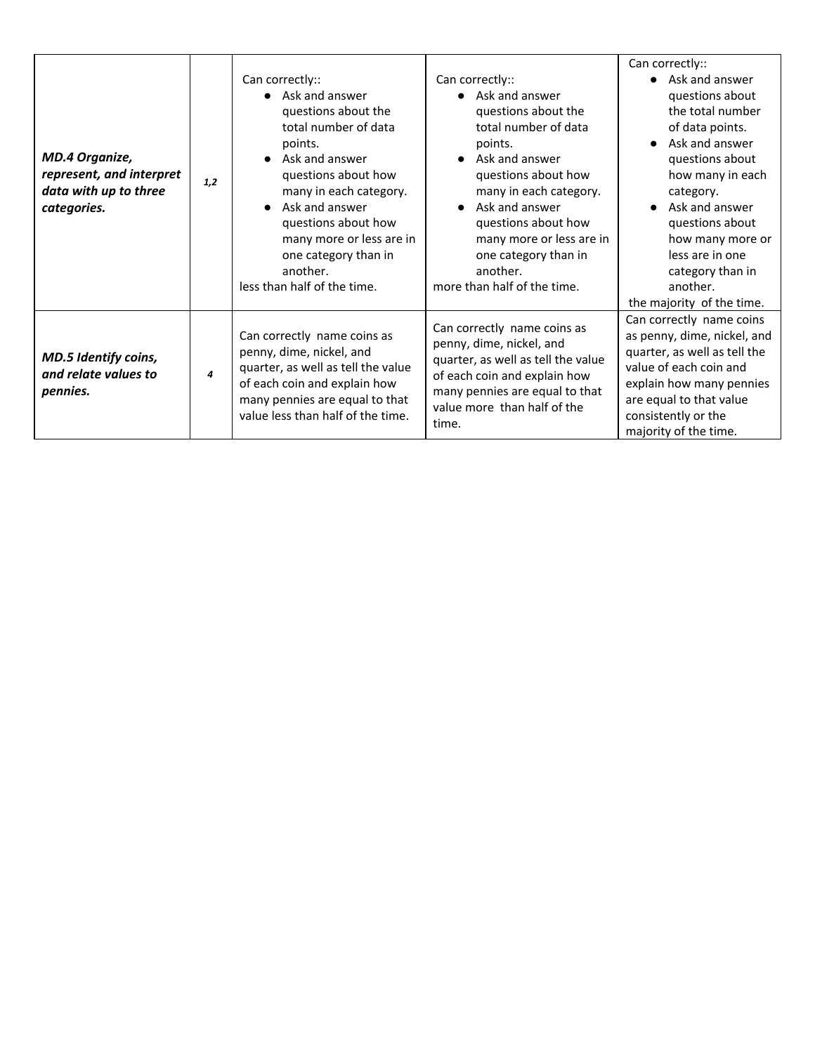| | | | | |
|---|---|---|---|---|
| ***MD.4 Organize, represent, and interpret data with up to three categories.*** | ***1,2*** | Can correctly:: <ul><li>Ask and answer questions about the total number of data points.</li><li>Ask and answer questions about how many in each category.</li><li>Ask and answer questions about how many more or less are in one category than in another.</li></ul> less than half of the time. | Can correctly:: <ul><li>Ask and answer questions about the total number of data points.</li><li>Ask and answer questions about how many in each category.</li><li>Ask and answer questions about how many more or less are in one category than in another.</li></ul> more than half of the time. | Can correctly:: <ul><li>Ask and answer questions about the total number of data points.</li><li>Ask and answer questions about how many in each category.</li><li>Ask and answer questions about how many more or less are in one category than in another.</li></ul> the majority of the time. |
| ***MD.5 Identify coins, and relate values to pennies.*** | ***4*** | Can correctly name coins as penny, dime, nickel, and quarter, as well as tell the value of each coin and explain how many pennies are equal to that value less than half of the time. | Can correctly name coins as penny, dime, nickel, and quarter, as well as tell the value of each coin and explain how many pennies are equal to that value more than half of the time. | Can correctly name coins as penny, dime, nickel, and quarter, as well as tell the value of each coin and explain how many pennies are equal to that value consistently or the majority of the time. |